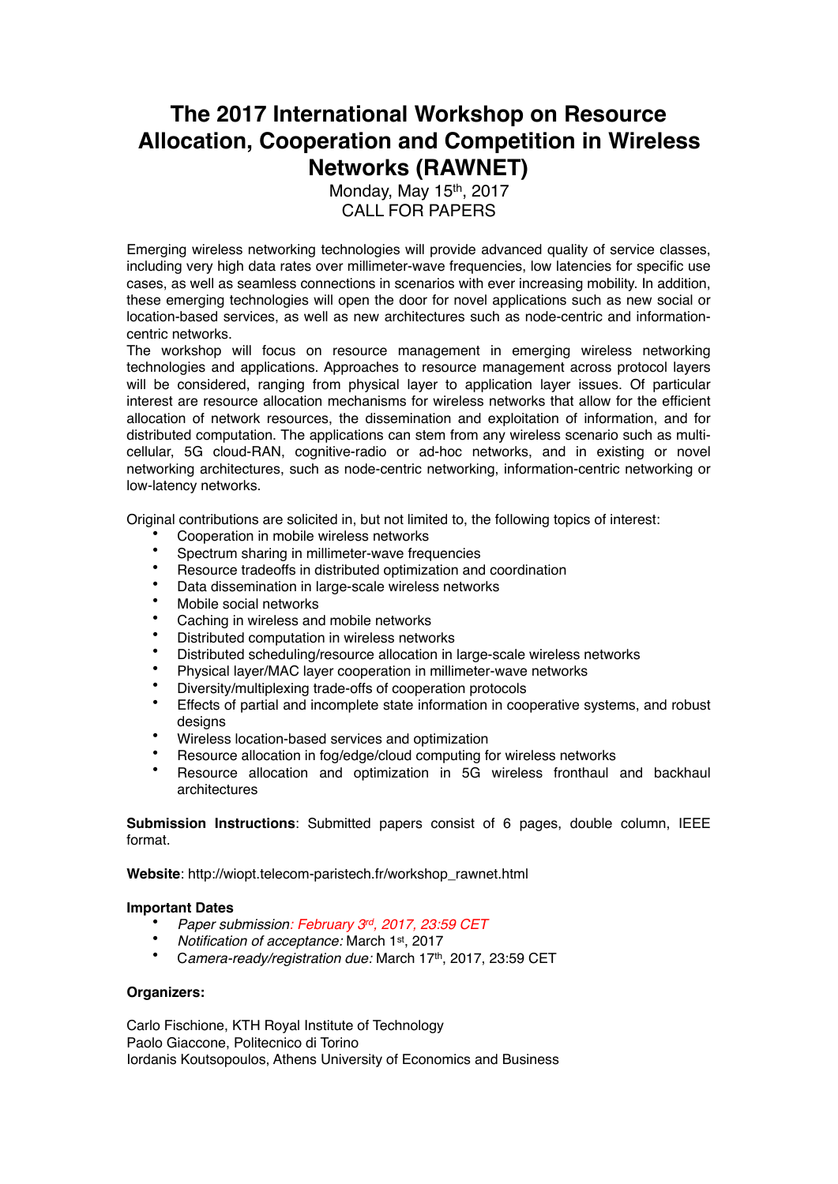# The 2017 International Workshop on Resource Allocation, Cooperation and Competition in Wireless Networks (RAWNET)

Monday, May 15th, 2017

CALL FOR PAPERS

Emerging wireless networking technologies will provide advanced quality of service classes, including very high data rates over millimeter-wave frequencies, low latencies for specific use cases, as well as seamless connections in scenarios with ever increasing mobility. In addition, these emerging technologies will open the door for novel applications such as new social or location-based services, as well as new architectures such as node-centric and information-centric networks.

The workshop will focus on resource management in emerging wireless networking technologies and applications. Approaches to resource management across protocol layers will be considered, ranging from physical layer to application layer issues. Of particular interest are resource allocation mechanisms for wireless networks that allow for the efficient allocation of network resources, the dissemination and exploitation of information, and for distributed computation. The applications can stem from any wireless scenario such as multi-cellular, 5G cloud-RAN, cognitive-radio or ad-hoc networks, and in existing or novel networking architectures, such as node-centric networking, information-centric networking or low-latency networks.

Original contributions are solicited in, but not limited to, the following topics of interest:

- Cooperation in mobile wireless networks
- Spectrum sharing in millimeter-wave frequencies
- Resource tradeoffs in distributed optimization and coordination
- Data dissemination in large-scale wireless networks
- Mobile social networks
- Caching in wireless and mobile networks
- Distributed computation in wireless networks
- Distributed scheduling/resource allocation in large-scale wireless networks
- Physical layer/MAC layer cooperation in millimeter-wave networks
- Diversity/multiplexing trade-offs of cooperation protocols
- Effects of partial and incomplete state information in cooperative systems, and robust designs
- Wireless location-based services and optimization
- Resource allocation in fog/edge/cloud computing for wireless networks
- Resource allocation and optimization in 5G wireless fronthaul and backhaul architectures

**Submission Instructions**: Submitted papers consist of 6 pages, double column, IEEE format.

**Website**: http://wiopt.telecom-paristech.fr/workshop_rawnet.html

**Important Dates**

- *Paper submission: February 3rd, 2017, 23:59 CET*
- *Notification of acceptance:* March 1st, 2017
- *Camera-ready/registration due:* March 17th, 2017, 23:59 CET

**Organizers:**

Carlo Fischione, KTH Royal Institute of Technology
Paolo Giaccone, Politecnico di Torino
Iordanis Koutsopoulos, Athens University of Economics and Business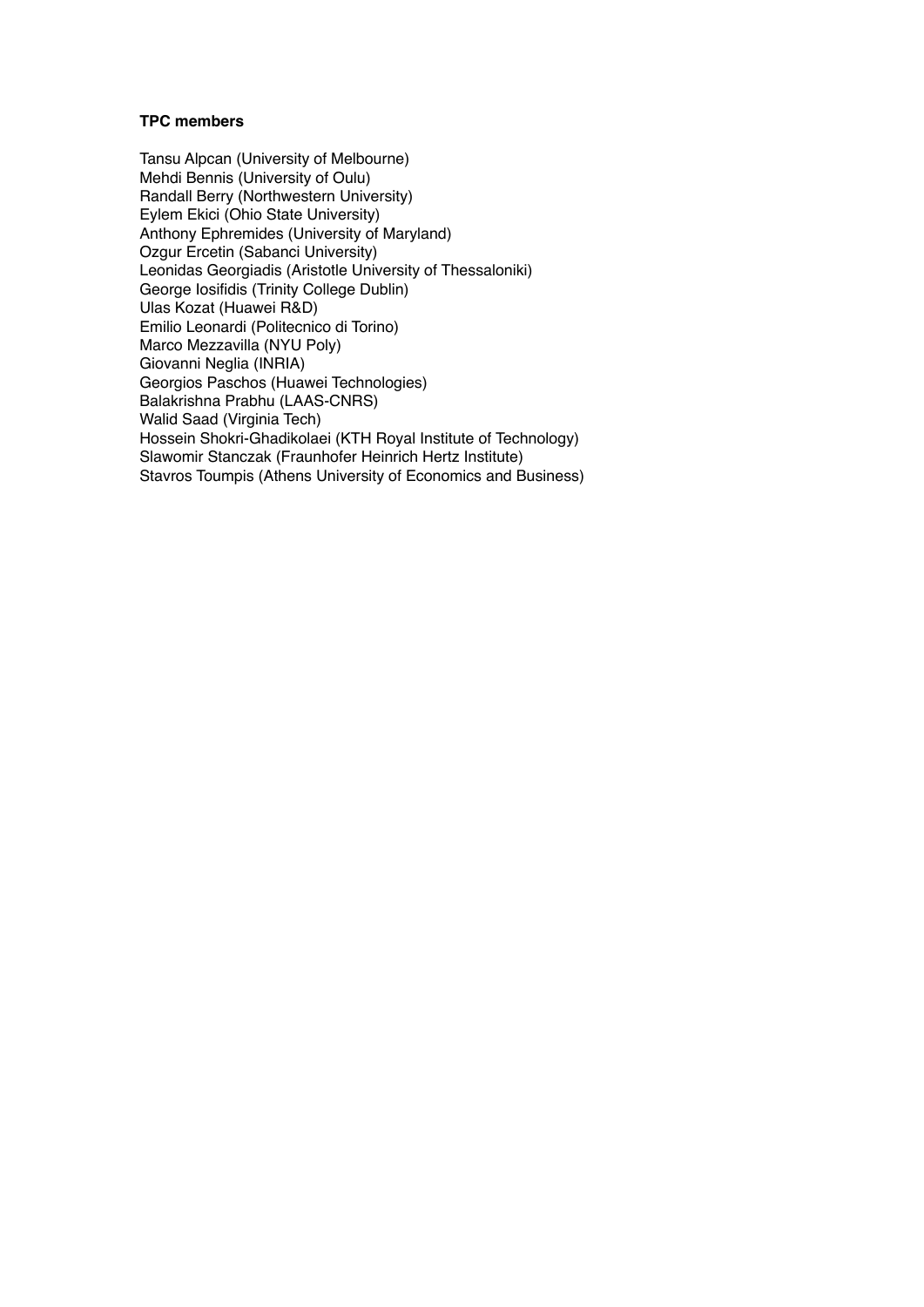**TPC members**

Tansu Alpcan (University of Melbourne)
Mehdi Bennis (University of Oulu)
Randall Berry (Northwestern University)
Eylem Ekici (Ohio State University)
Anthony Ephremides (University of Maryland)
Ozgur Ercetin (Sabanci University)
Leonidas Georgiadis (Aristotle University of Thessaloniki)
George Iosifidis (Trinity College Dublin)
Ulas Kozat (Huawei R&D)
Emilio Leonardi (Politecnico di Torino)
Marco Mezzavilla (NYU Poly)
Giovanni Neglia (INRIA)
Georgios Paschos (Huawei Technologies)
Balakrishna Prabhu (LAAS-CNRS)
Walid Saad (Virginia Tech)
Hossein Shokri-Ghadikolaei (KTH Royal Institute of Technology)
Slawomir Stanczak (Fraunhofer Heinrich Hertz Institute)
Stavros Toumpis (Athens University of Economics and Business)